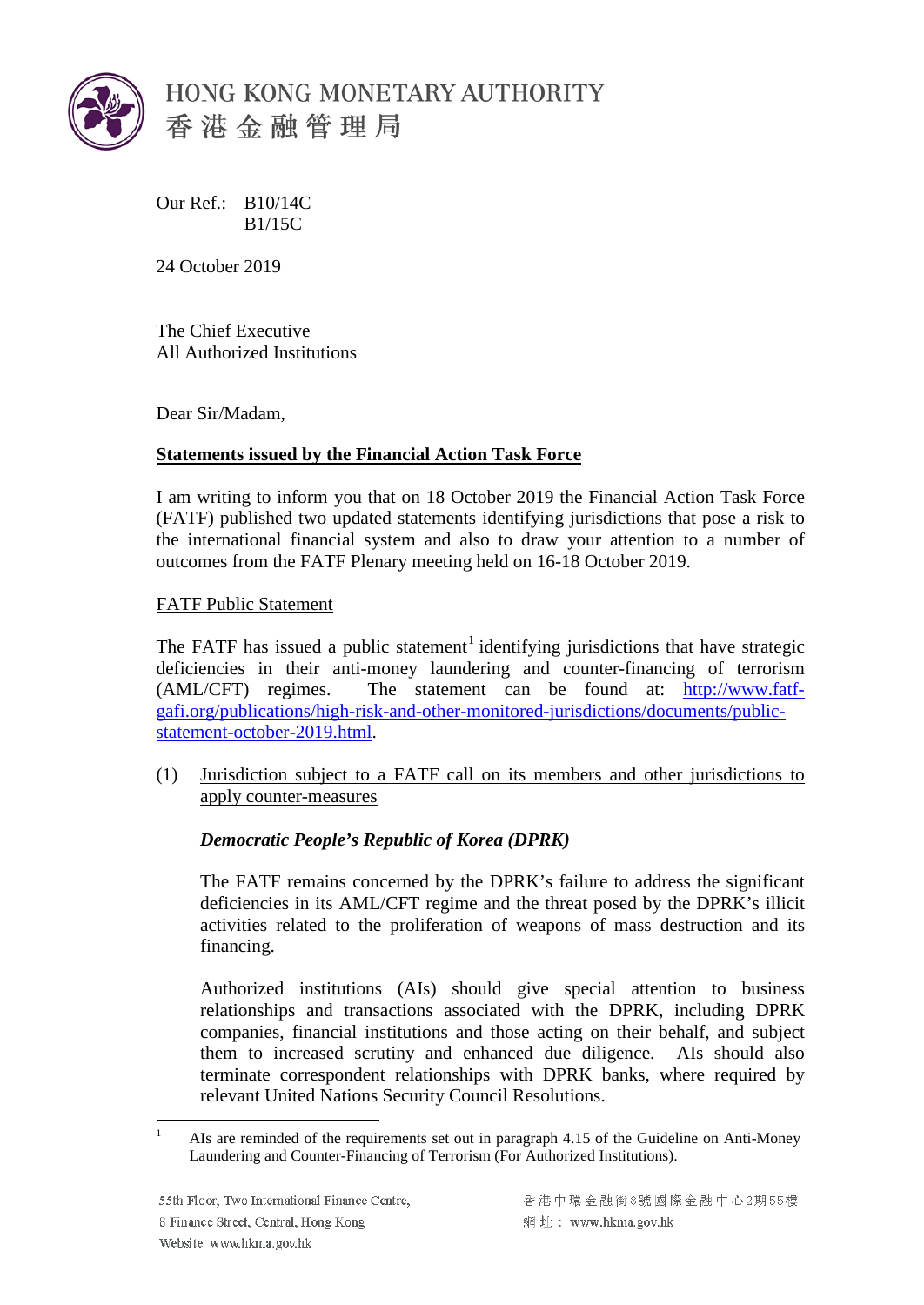HONG KONG MONETARY AUTHORITY
香港金融管理局

Our Ref.: B10/14C
B1/15C

24 October 2019

The Chief Executive
All Authorized Institutions

Dear Sir/Madam,

**Statements issued by the Financial Action Task Force**

I am writing to inform you that on 18 October 2019 the Financial Action Task Force (FATF) published two updated statements identifying jurisdictions that pose a risk to the international financial system and also to draw your attention to a number of outcomes from the FATF Plenary meeting held on 16-18 October 2019.

FATF Public Statement

The FATF has issued a public statement[1] identifying jurisdictions that have strategic deficiencies in their anti-money laundering and counter-financing of terrorism (AML/CFT) regimes. The statement can be found at: http://www.fatf-gafi.org/publications/high-risk-and-other-monitored-jurisdictions/documents/public-statement-october-2019.html.

(1) Jurisdiction subject to a FATF call on its members and other jurisdictions to apply counter-measures

*Democratic People's Republic of Korea (DPRK)*

The FATF remains concerned by the DPRK's failure to address the significant deficiencies in its AML/CFT regime and the threat posed by the DPRK's illicit activities related to the proliferation of weapons of mass destruction and its financing.

Authorized institutions (AIs) should give special attention to business relationships and transactions associated with the DPRK, including DPRK companies, financial institutions and those acting on their behalf, and subject them to increased scrutiny and enhanced due diligence. AIs should also terminate correspondent relationships with DPRK banks, where required by relevant United Nations Security Council Resolutions.

[1] AIs are reminded of the requirements set out in paragraph 4.15 of the Guideline on Anti-Money Laundering and Counter-Financing of Terrorism (For Authorized Institutions).

55th Floor, Two International Finance Centre,
8 Finance Street, Central, Hong Kong
Website: www.hkma.gov.hk

香港中環金融街8號國際金融中心2期55樓
網址：www.hkma.gov.hk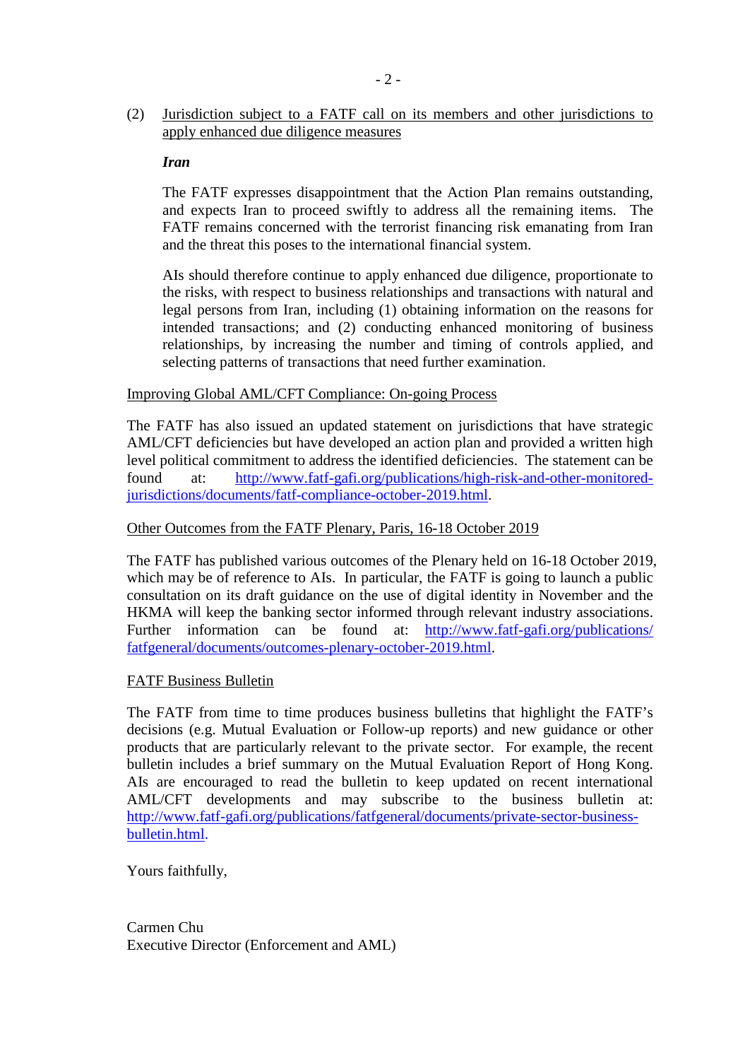(2) Jurisdiction subject to a FATF call on its members and other jurisdictions to apply enhanced due diligence measures

***Iran***

The FATF expresses disappointment that the Action Plan remains outstanding, and expects Iran to proceed swiftly to address all the remaining items. The FATF remains concerned with the terrorist financing risk emanating from Iran and the threat this poses to the international financial system.

AIs should therefore continue to apply enhanced due diligence, proportionate to the risks, with respect to business relationships and transactions with natural and legal persons from Iran, including (1) obtaining information on the reasons for intended transactions; and (2) conducting enhanced monitoring of business relationships, by increasing the number and timing of controls applied, and selecting patterns of transactions that need further examination.

Improving Global AML/CFT Compliance: On-going Process

The FATF has also issued an updated statement on jurisdictions that have strategic AML/CFT deficiencies but have developed an action plan and provided a written high level political commitment to address the identified deficiencies. The statement can be found at: http://www.fatf-gafi.org/publications/high-risk-and-other-monitored-jurisdictions/documents/fatf-compliance-october-2019.html.

Other Outcomes from the FATF Plenary, Paris, 16-18 October 2019

The FATF has published various outcomes of the Plenary held on 16-18 October 2019, which may be of reference to AIs. In particular, the FATF is going to launch a public consultation on its draft guidance on the use of digital identity in November and the HKMA will keep the banking sector informed through relevant industry associations. Further information can be found at: http://www.fatf-gafi.org/publications/fatfgeneral/documents/outcomes-plenary-october-2019.html.

FATF Business Bulletin

The FATF from time to time produces business bulletins that highlight the FATF's decisions (e.g. Mutual Evaluation or Follow-up reports) and new guidance or other products that are particularly relevant to the private sector. For example, the recent bulletin includes a brief summary on the Mutual Evaluation Report of Hong Kong. AIs are encouraged to read the bulletin to keep updated on recent international AML/CFT developments and may subscribe to the business bulletin at: http://www.fatf-gafi.org/publications/fatfgeneral/documents/private-sector-business-bulletin.html.

Yours faithfully,

Carmen Chu
Executive Director (Enforcement and AML)